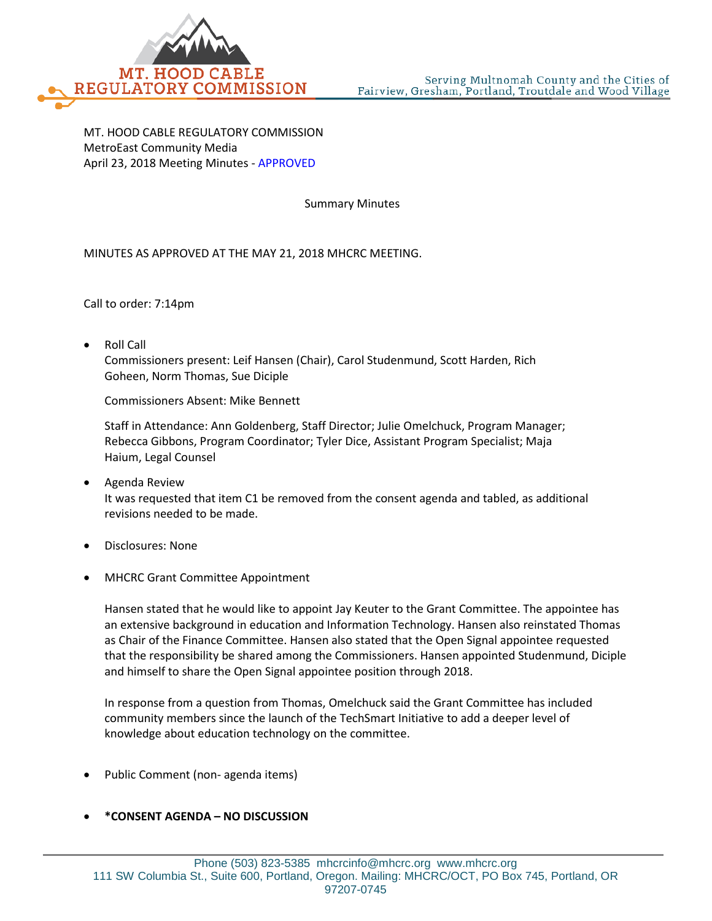MT. HOOD CABLE REGULATORY COMMISSION
MetroEast Community Media
April 23, 2018 Meeting Minutes - APPROVED

Summary Minutes

MINUTES AS APPROVED AT THE MAY 21, 2018 MHCRC MEETING.

Call to order: 7:14pm

- Roll Call
  Commissioners present: Leif Hansen (Chair), Carol Studenmund, Scott Harden, Rich Goheen, Norm Thomas, Sue Diciple

  Commissioners Absent: Mike Bennett

  Staff in Attendance: Ann Goldenberg, Staff Director; Julie Omelchuck, Program Manager; Rebecca Gibbons, Program Coordinator; Tyler Dice, Assistant Program Specialist; Maja Haium, Legal Counsel

- Agenda Review
  It was requested that item C1 be removed from the consent agenda and tabled, as additional revisions needed to be made.

- Disclosures: None

- MHCRC Grant Committee Appointment

  Hansen stated that he would like to appoint Jay Keuter to the Grant Committee. The appointee has an extensive background in education and Information Technology. Hansen also reinstated Thomas as Chair of the Finance Committee. Hansen also stated that the Open Signal appointee requested that the responsibility be shared among the Commissioners. Hansen appointed Studenmund, Diciple and himself to share the Open Signal appointee position through 2018.

  In response from a question from Thomas, Omelchuck said the Grant Committee has included community members since the launch of the TechSmart Initiative to add a deeper level of knowledge about education technology on the committee.

- Public Comment (non- agenda items)

- **\*CONSENT AGENDA – NO DISCUSSION**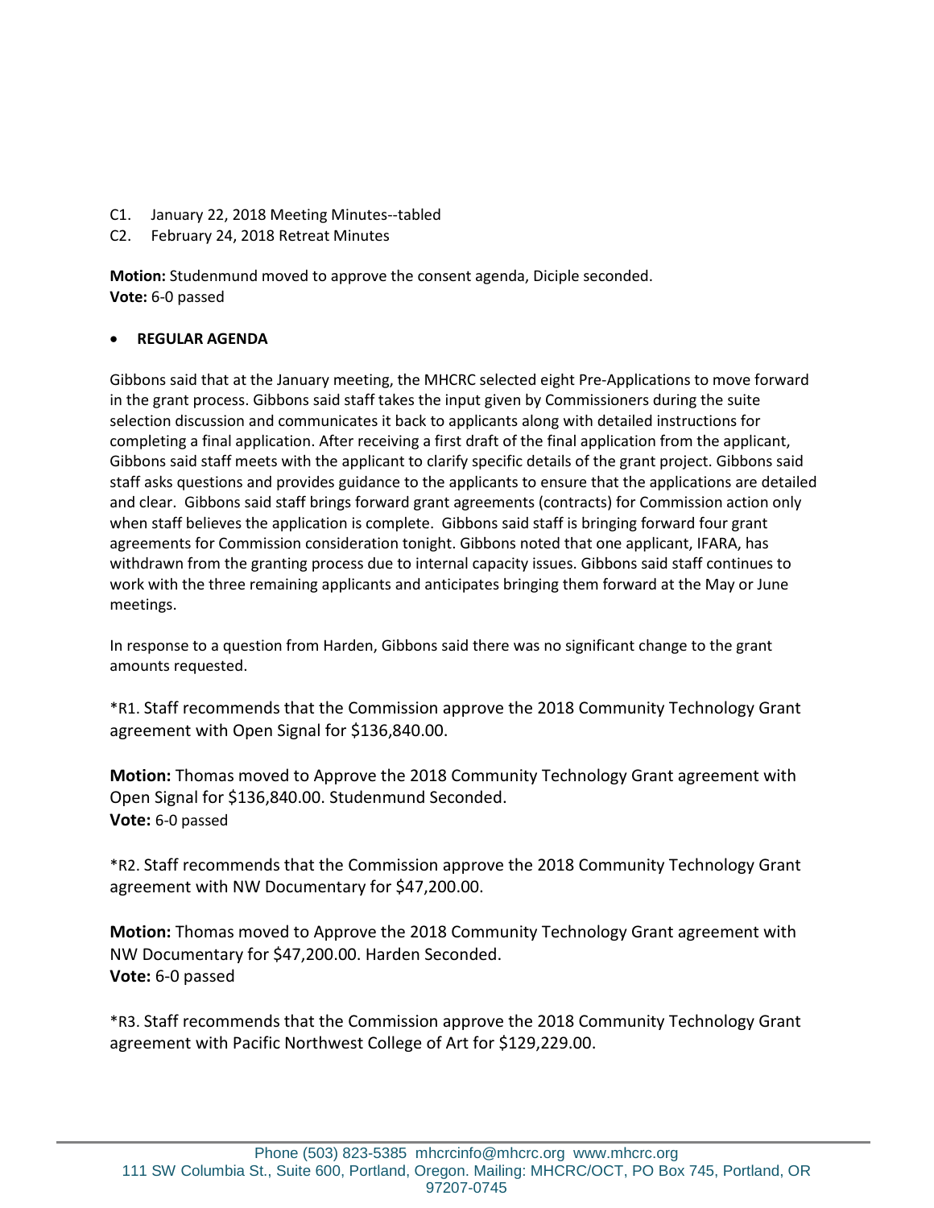C1. January 22, 2018 Meeting Minutes--tabled
C2. February 24, 2018 Retreat Minutes

**Motion:** Studenmund moved to approve the consent agenda, Diciple seconded.
**Vote:** 6-0 passed

- **REGULAR AGENDA**

Gibbons said that at the January meeting, the MHCRC selected eight Pre-Applications to move forward in the grant process. Gibbons said staff takes the input given by Commissioners during the suite selection discussion and communicates it back to applicants along with detailed instructions for completing a final application. After receiving a first draft of the final application from the applicant, Gibbons said staff meets with the applicant to clarify specific details of the grant project. Gibbons said staff asks questions and provides guidance to the applicants to ensure that the applications are detailed and clear. Gibbons said staff brings forward grant agreements (contracts) for Commission action only when staff believes the application is complete. Gibbons said staff is bringing forward four grant agreements for Commission consideration tonight. Gibbons noted that one applicant, IFARA, has withdrawn from the granting process due to internal capacity issues. Gibbons said staff continues to work with the three remaining applicants and anticipates bringing them forward at the May or June meetings.

In response to a question from Harden, Gibbons said there was no significant change to the grant amounts requested.

*R1. Staff recommends that the Commission approve the 2018 Community Technology Grant agreement with Open Signal for $136,840.00.

**Motion:** Thomas moved to Approve the 2018 Community Technology Grant agreement with Open Signal for $136,840.00. Studenmund Seconded.
**Vote:** 6-0 passed

*R2. Staff recommends that the Commission approve the 2018 Community Technology Grant agreement with NW Documentary for $47,200.00.

**Motion:** Thomas moved to Approve the 2018 Community Technology Grant agreement with NW Documentary for $47,200.00. Harden Seconded.
**Vote:** 6-0 passed

*R3. Staff recommends that the Commission approve the 2018 Community Technology Grant agreement with Pacific Northwest College of Art for $129,229.00.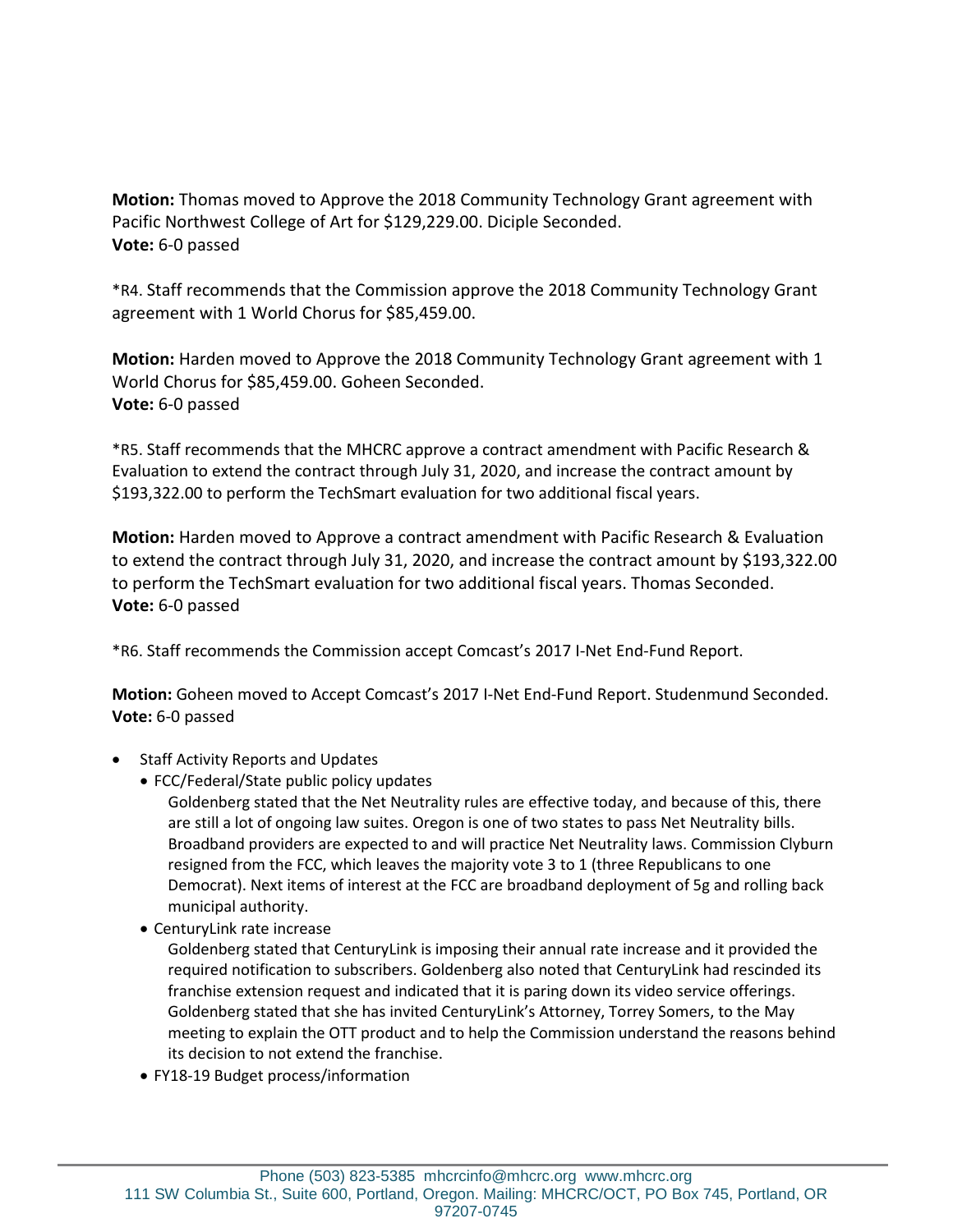**Motion:** Thomas moved to Approve the 2018 Community Technology Grant agreement with Pacific Northwest College of Art for $129,229.00. Diciple Seconded.
**Vote:** 6-0 passed

*R4. Staff recommends that the Commission approve the 2018 Community Technology Grant agreement with 1 World Chorus for $85,459.00.

**Motion:** Harden moved to Approve the 2018 Community Technology Grant agreement with 1 World Chorus for $85,459.00. Goheen Seconded.
**Vote:** 6-0 passed

*R5. Staff recommends that the MHCRC approve a contract amendment with Pacific Research & Evaluation to extend the contract through July 31, 2020, and increase the contract amount by $193,322.00 to perform the TechSmart evaluation for two additional fiscal years.

**Motion:** Harden moved to Approve a contract amendment with Pacific Research & Evaluation to extend the contract through July 31, 2020, and increase the contract amount by $193,322.00 to perform the TechSmart evaluation for two additional fiscal years. Thomas Seconded.
**Vote:** 6-0 passed

*R6. Staff recommends the Commission accept Comcast's 2017 I-Net End-Fund Report.

**Motion:** Goheen moved to Accept Comcast's 2017 I-Net End-Fund Report. Studenmund Seconded.
**Vote:** 6-0 passed

- Staff Activity Reports and Updates
  - FCC/Federal/State public policy updates

    Goldenberg stated that the Net Neutrality rules are effective today, and because of this, there are still a lot of ongoing law suites. Oregon is one of two states to pass Net Neutrality bills. Broadband providers are expected to and will practice Net Neutrality laws. Commission Clyburn resigned from the FCC, which leaves the majority vote 3 to 1 (three Republicans to one Democrat). Next items of interest at the FCC are broadband deployment of 5g and rolling back municipal authority.
  - CenturyLink rate increase

    Goldenberg stated that CenturyLink is imposing their annual rate increase and it provided the required notification to subscribers. Goldenberg also noted that CenturyLink had rescinded its franchise extension request and indicated that it is paring down its video service offerings. Goldenberg stated that she has invited CenturyLink's Attorney, Torrey Somers, to the May meeting to explain the OTT product and to help the Commission understand the reasons behind its decision to not extend the franchise.
  - FY18-19 Budget process/information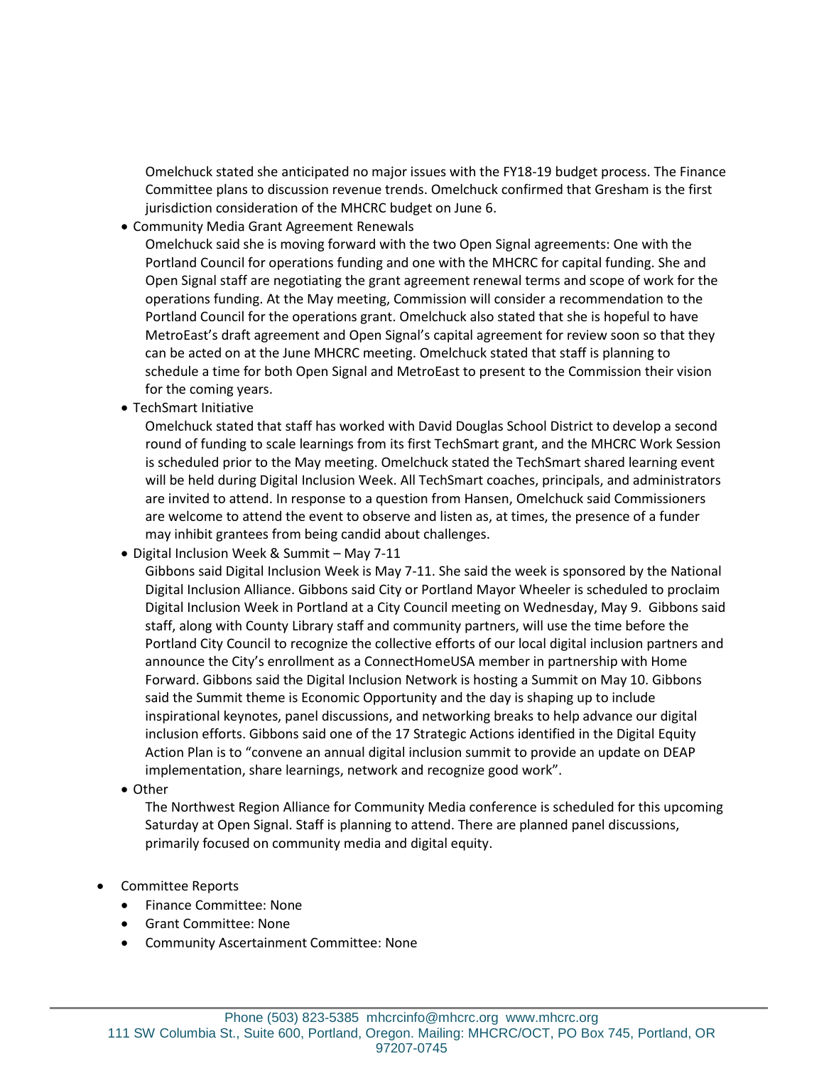Omelchuck stated she anticipated no major issues with the FY18-19 budget process. The Finance Committee plans to discussion revenue trends. Omelchuck confirmed that Gresham is the first jurisdiction consideration of the MHCRC budget on June 6.

- Community Media Grant Agreement Renewals

  Omelchuck said she is moving forward with the two Open Signal agreements: One with the Portland Council for operations funding and one with the MHCRC for capital funding. She and Open Signal staff are negotiating the grant agreement renewal terms and scope of work for the operations funding. At the May meeting, Commission will consider a recommendation to the Portland Council for the operations grant. Omelchuck also stated that she is hopeful to have MetroEast's draft agreement and Open Signal's capital agreement for review soon so that they can be acted on at the June MHCRC meeting. Omelchuck stated that staff is planning to schedule a time for both Open Signal and MetroEast to present to the Commission their vision for the coming years.

- TechSmart Initiative

  Omelchuck stated that staff has worked with David Douglas School District to develop a second round of funding to scale learnings from its first TechSmart grant, and the MHCRC Work Session is scheduled prior to the May meeting. Omelchuck stated the TechSmart shared learning event will be held during Digital Inclusion Week. All TechSmart coaches, principals, and administrators are invited to attend. In response to a question from Hansen, Omelchuck said Commissioners are welcome to attend the event to observe and listen as, at times, the presence of a funder may inhibit grantees from being candid about challenges.

- Digital Inclusion Week & Summit – May 7-11

  Gibbons said Digital Inclusion Week is May 7-11. She said the week is sponsored by the National Digital Inclusion Alliance. Gibbons said City or Portland Mayor Wheeler is scheduled to proclaim Digital Inclusion Week in Portland at a City Council meeting on Wednesday, May 9. Gibbons said staff, along with County Library staff and community partners, will use the time before the Portland City Council to recognize the collective efforts of our local digital inclusion partners and announce the City's enrollment as a ConnectHomeUSA member in partnership with Home Forward. Gibbons said the Digital Inclusion Network is hosting a Summit on May 10. Gibbons said the Summit theme is Economic Opportunity and the day is shaping up to include inspirational keynotes, panel discussions, and networking breaks to help advance our digital inclusion efforts. Gibbons said one of the 17 Strategic Actions identified in the Digital Equity Action Plan is to "convene an annual digital inclusion summit to provide an update on DEAP implementation, share learnings, network and recognize good work".

- Other

  The Northwest Region Alliance for Community Media conference is scheduled for this upcoming Saturday at Open Signal. Staff is planning to attend. There are planned panel discussions, primarily focused on community media and digital equity.

- Committee Reports
  - Finance Committee: None
  - Grant Committee: None
  - Community Ascertainment Committee: None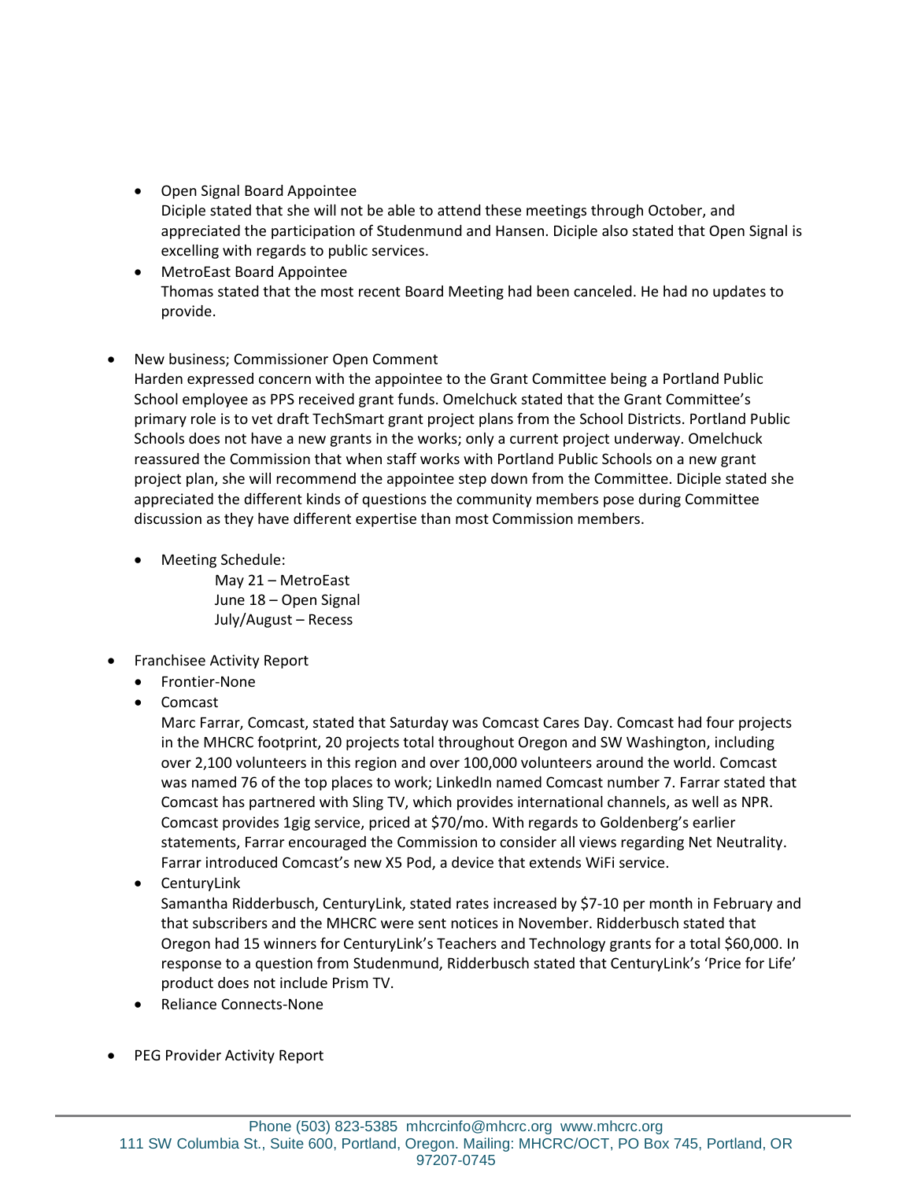- Open Signal Board Appointee
  Diciple stated that she will not be able to attend these meetings through October, and appreciated the participation of Studenmund and Hansen. Diciple also stated that Open Signal is excelling with regards to public services.
- MetroEast Board Appointee
  Thomas stated that the most recent Board Meeting had been canceled. He had no updates to provide.

- New business; Commissioner Open Comment
  Harden expressed concern with the appointee to the Grant Committee being a Portland Public School employee as PPS received grant funds. Omelchuck stated that the Grant Committee's primary role is to vet draft TechSmart grant project plans from the School Districts. Portland Public Schools does not have a new grants in the works; only a current project underway. Omelchuck reassured the Commission that when staff works with Portland Public Schools on a new grant project plan, she will recommend the appointee step down from the Committee. Diciple stated she appreciated the different kinds of questions the community members pose during Committee discussion as they have different expertise than most Commission members.

  - Meeting Schedule:
    May 21 – MetroEast
    June 18 – Open Signal
    July/August – Recess

- Franchisee Activity Report
  - Frontier-None
  - Comcast
    Marc Farrar, Comcast, stated that Saturday was Comcast Cares Day. Comcast had four projects in the MHCRC footprint, 20 projects total throughout Oregon and SW Washington, including over 2,100 volunteers in this region and over 100,000 volunteers around the world. Comcast was named 76 of the top places to work; LinkedIn named Comcast number 7. Farrar stated that Comcast has partnered with Sling TV, which provides international channels, as well as NPR. Comcast provides 1gig service, priced at $70/mo. With regards to Goldenberg's earlier statements, Farrar encouraged the Commission to consider all views regarding Net Neutrality. Farrar introduced Comcast's new X5 Pod, a device that extends WiFi service.
  - CenturyLink
    Samantha Ridderbusch, CenturyLink, stated rates increased by $7-10 per month in February and that subscribers and the MHCRC were sent notices in November. Ridderbusch stated that Oregon had 15 winners for CenturyLink's Teachers and Technology grants for a total $60,000. In response to a question from Studenmund, Ridderbusch stated that CenturyLink's 'Price for Life' product does not include Prism TV.
  - Reliance Connects-None

- PEG Provider Activity Report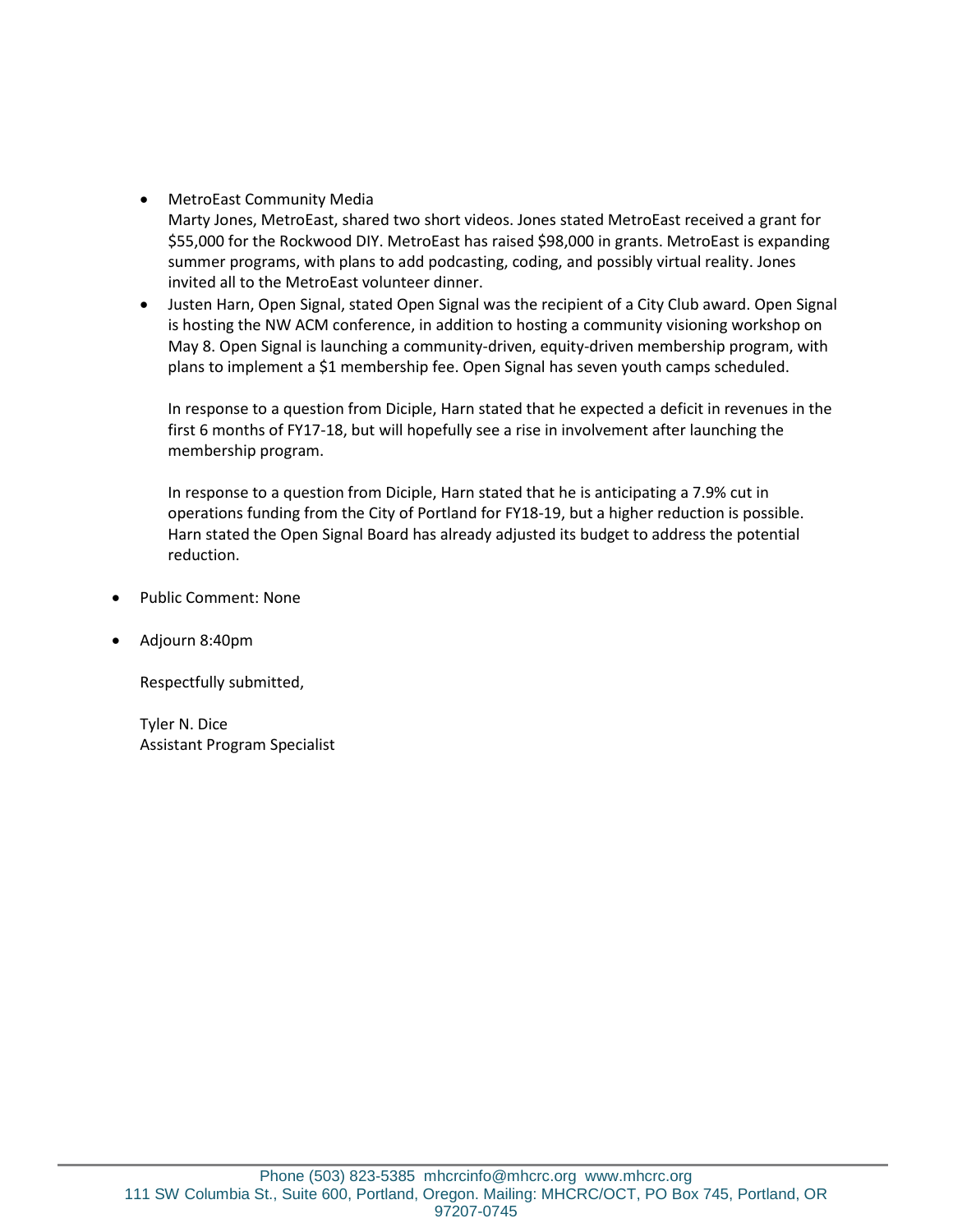- MetroEast Community Media
  Marty Jones, MetroEast, shared two short videos. Jones stated MetroEast received a grant for $55,000 for the Rockwood DIY. MetroEast has raised $98,000 in grants. MetroEast is expanding summer programs, with plans to add podcasting, coding, and possibly virtual reality. Jones invited all to the MetroEast volunteer dinner.
- Justen Harn, Open Signal, stated Open Signal was the recipient of a City Club award. Open Signal is hosting the NW ACM conference, in addition to hosting a community visioning workshop on May 8. Open Signal is launching a community-driven, equity-driven membership program, with plans to implement a $1 membership fee. Open Signal has seven youth camps scheduled.

  In response to a question from Diciple, Harn stated that he expected a deficit in revenues in the first 6 months of FY17-18, but will hopefully see a rise in involvement after launching the membership program.

  In response to a question from Diciple, Harn stated that he is anticipating a 7.9% cut in operations funding from the City of Portland for FY18-19, but a higher reduction is possible. Harn stated the Open Signal Board has already adjusted its budget to address the potential reduction.

- Public Comment: None

- Adjourn 8:40pm

  Respectfully submitted,

  Tyler N. Dice
  Assistant Program Specialist